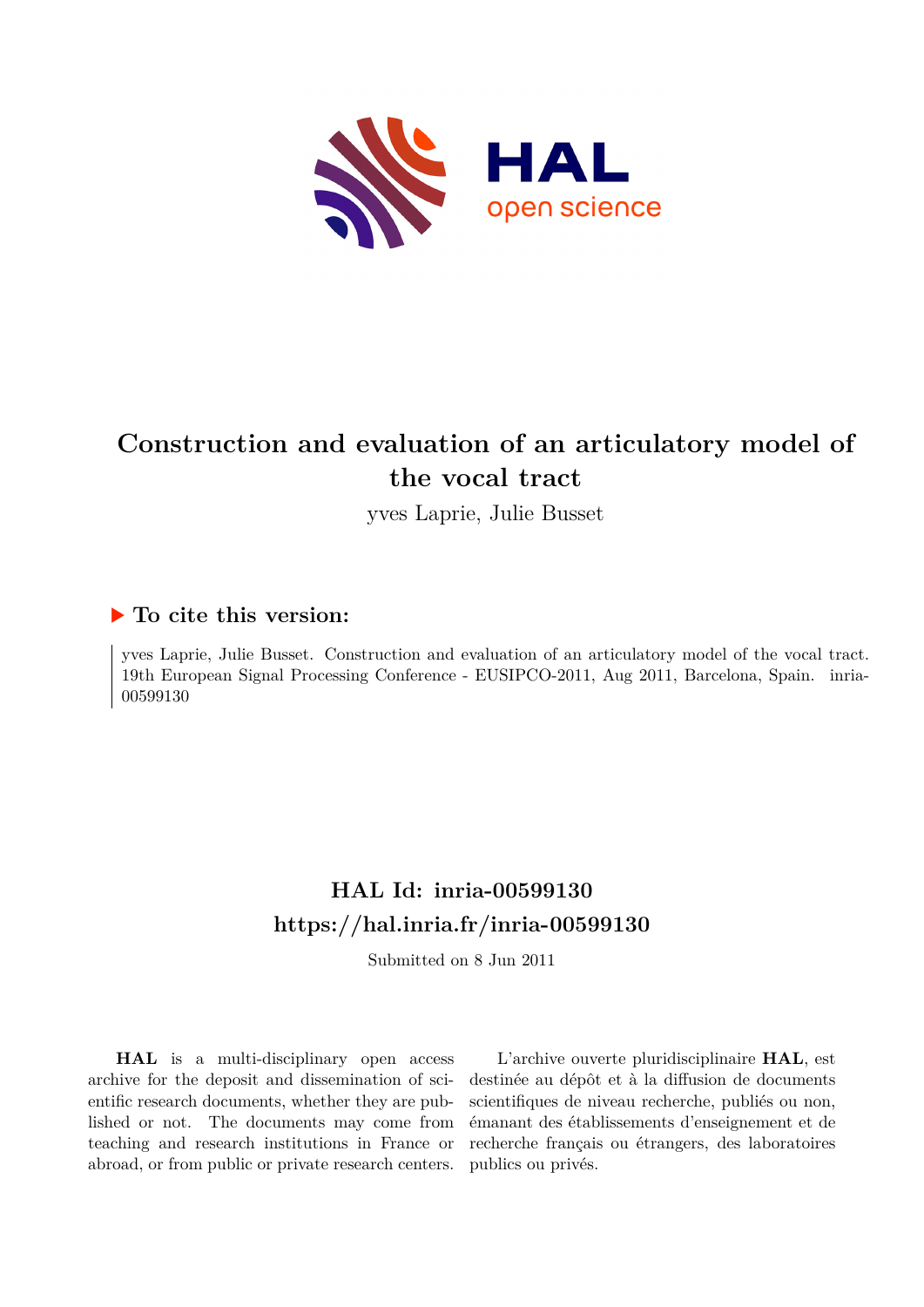# Construction and evaluation of an articulatory model of the vocal tract

yves Laprie, Julie Busset

### ▶ To cite this version:

yves Laprie, Julie Busset. Construction and evaluation of an articulatory model of the vocal tract. 19th European Signal Processing Conference - EUSIPCO-2011, Aug 2011, Barcelona, Spain. inria-00599130

## HAL Id: inria-00599130
## https://hal.inria.fr/inria-00599130

Submitted on 8 Jun 2011

**HAL** is a multi-disciplinary open access archive for the deposit and dissemination of scientific research documents, whether they are published or not. The documents may come from teaching and research institutions in France or abroad, or from public or private research centers.

L'archive ouverte pluridisciplinaire **HAL**, est destinée au dépôt et à la diffusion de documents scientifiques de niveau recherche, publiés ou non, émanant des établissements d'enseignement et de recherche français ou étrangers, des laboratoires publics ou privés.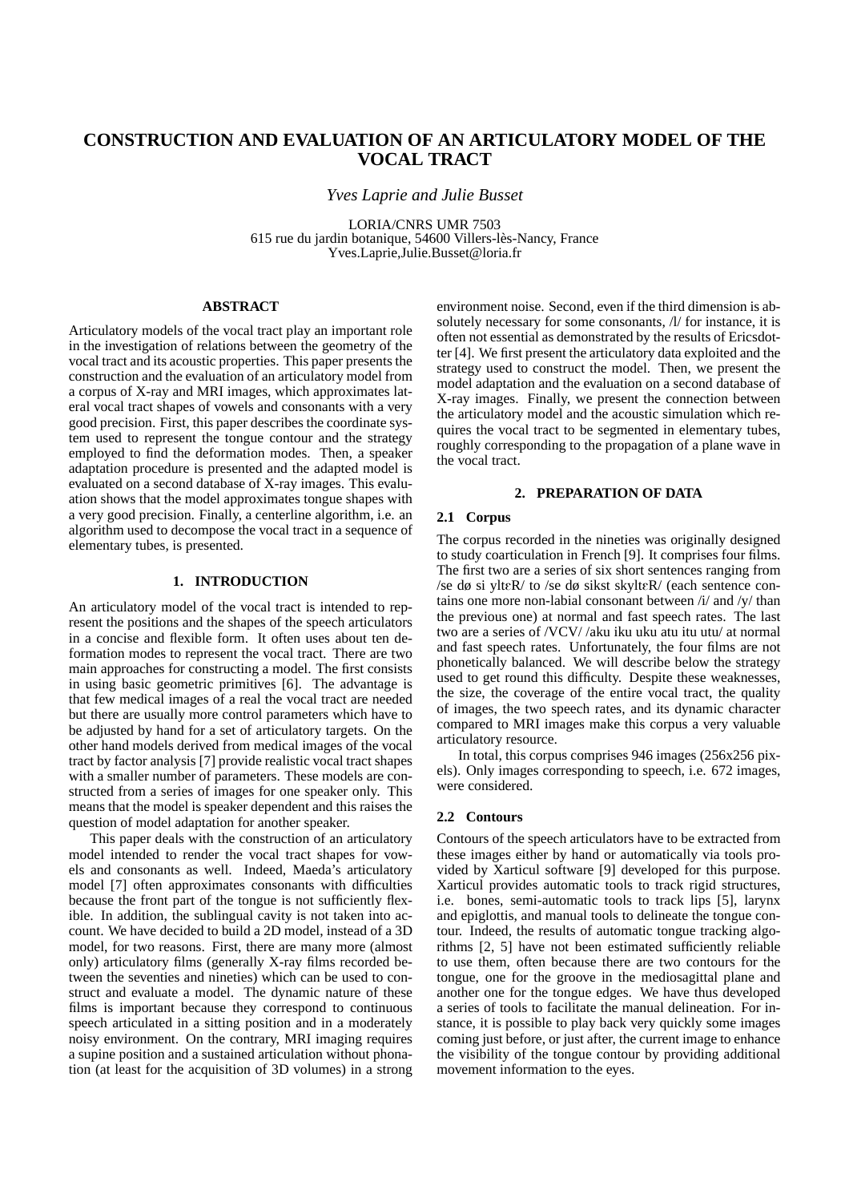# CONSTRUCTION AND EVALUATION OF AN ARTICULATORY MODEL OF THE VOCAL TRACT

*Yves Laprie and Julie Busset*

LORIA/CNRS UMR 7503
615 rue du jardin botanique, 54600 Villers-lès-Nancy, France
Yves.Laprie,Julie.Busset@loria.fr

## ABSTRACT

Articulatory models of the vocal tract play an important role in the investigation of relations between the geometry of the vocal tract and its acoustic properties. This paper presents the construction and the evaluation of an articulatory model from a corpus of X-ray and MRI images, which approximates lateral vocal tract shapes of vowels and consonants with a very good precision. First, this paper describes the coordinate system used to represent the tongue contour and the strategy employed to find the deformation modes. Then, a speaker adaptation procedure is presented and the adapted model is evaluated on a second database of X-ray images. This evaluation shows that the model approximates tongue shapes with a very good precision. Finally, a centerline algorithm, i.e. an algorithm used to decompose the vocal tract in a sequence of elementary tubes, is presented.

## 1. INTRODUCTION

An articulatory model of the vocal tract is intended to represent the positions and the shapes of the speech articulators in a concise and flexible form. It often uses about ten deformation modes to represent the vocal tract. There are two main approaches for constructing a model. The first consists in using basic geometric primitives [6]. The advantage is that few medical images of a real the vocal tract are needed but there are usually more control parameters which have to be adjusted by hand for a set of articulatory targets. On the other hand models derived from medical images of the vocal tract by factor analysis [7] provide realistic vocal tract shapes with a smaller number of parameters. These models are constructed from a series of images for one speaker only. This means that the model is speaker dependent and this raises the question of model adaptation for another speaker.

This paper deals with the construction of an articulatory model intended to render the vocal tract shapes for vowels and consonants as well. Indeed, Maeda's articulatory model [7] often approximates consonants with difficulties because the front part of the tongue is not sufficiently flexible. In addition, the sublingual cavity is not taken into account. We have decided to build a 2D model, instead of a 3D model, for two reasons. First, there are many more (almost only) articulatory films (generally X-ray films recorded between the seventies and nineties) which can be used to construct and evaluate a model. The dynamic nature of these films is important because they correspond to continuous speech articulated in a sitting position and in a moderately noisy environment. On the contrary, MRI imaging requires a supine position and a sustained articulation without phonation (at least for the acquisition of 3D volumes) in a strong environment noise. Second, even if the third dimension is absolutely necessary for some consonants, /l/ for instance, it is often not essential as demonstrated by the results of Ericsdotter [4]. We first present the articulatory data exploited and the strategy used to construct the model. Then, we present the model adaptation and the evaluation on a second database of X-ray images. Finally, we present the connection between the articulatory model and the acoustic simulation which requires the vocal tract to be segmented in elementary tubes, roughly corresponding to the propagation of a plane wave in the vocal tract.

## 2. PREPARATION OF DATA

### 2.1 Corpus

The corpus recorded in the nineties was originally designed to study coarticulation in French [9]. It comprises four films. The first two are a series of six short sentences ranging from /se dø si yltɛR/ to /se dø sikst skyltɛR/ (each sentence contains one more non-labial consonant between /i/ and /y/ than the previous one) at normal and fast speech rates. The last two are a series of /VCV/ /aku iku uku atu itu utu/ at normal and fast speech rates. Unfortunately, the four films are not phonetically balanced. We will describe below the strategy used to get round this difficulty. Despite these weaknesses, the size, the coverage of the entire vocal tract, the quality of images, the two speech rates, and its dynamic character compared to MRI images make this corpus a very valuable articulatory resource.

In total, this corpus comprises 946 images (256x256 pixels). Only images corresponding to speech, i.e. 672 images, were considered.

### 2.2 Contours

Contours of the speech articulators have to be extracted from these images either by hand or automatically via tools provided by Xarticul software [9] developed for this purpose. Xarticul provides automatic tools to track rigid structures, i.e. bones, semi-automatic tools to track lips [5], larynx and epiglottis, and manual tools to delineate the tongue contour. Indeed, the results of automatic tongue tracking algorithms [2, 5] have not been estimated sufficiently reliable to use them, often because there are two contours for the tongue, one for the groove in the mediosagittal plane and another one for the tongue edges. We have thus developed a series of tools to facilitate the manual delineation. For instance, it is possible to play back very quickly some images coming just before, or just after, the current image to enhance the visibility of the tongue contour by providing additional movement information to the eyes.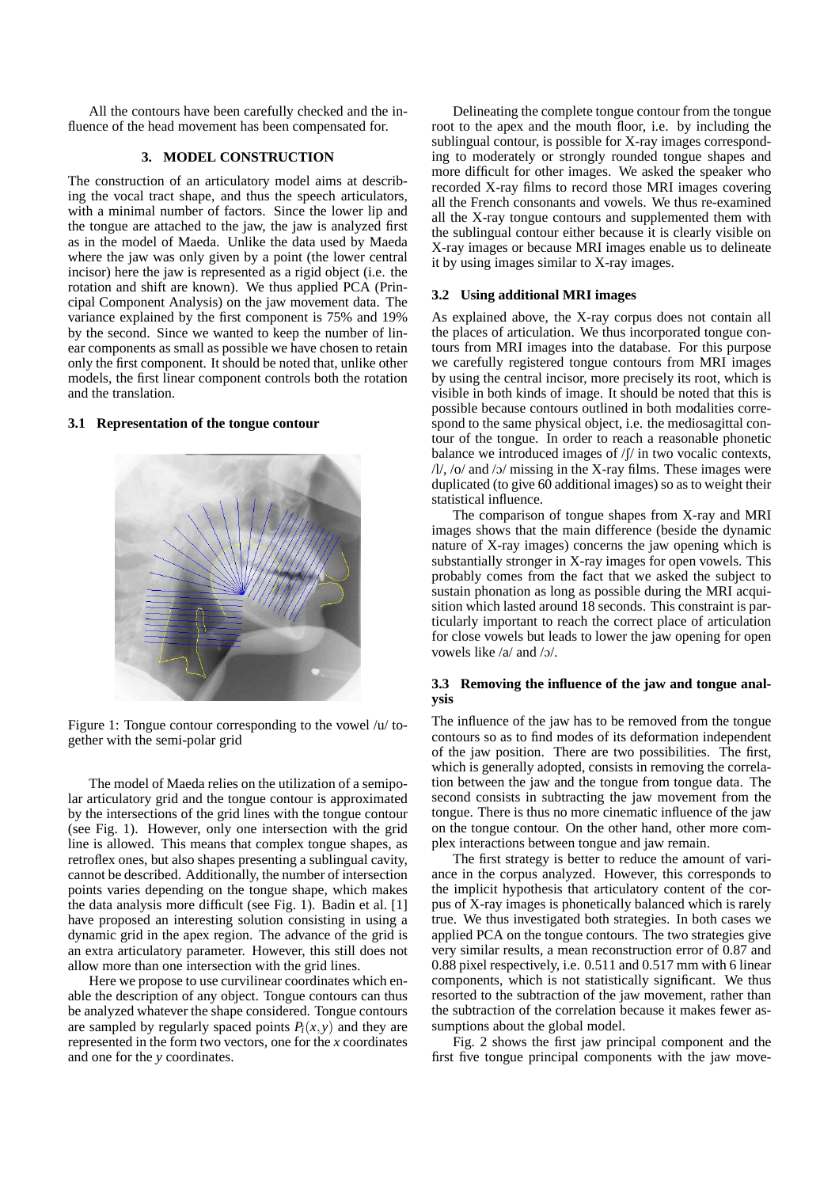All the contours have been carefully checked and the influence of the head movement has been compensated for.

## 3. MODEL CONSTRUCTION

The construction of an articulatory model aims at describing the vocal tract shape, and thus the speech articulators, with a minimal number of factors. Since the lower lip and the tongue are attached to the jaw, the jaw is analyzed first as in the model of Maeda. Unlike the data used by Maeda where the jaw was only given by a point (the lower central incisor) here the jaw is represented as a rigid object (i.e. the rotation and shift are known). We thus applied PCA (Principal Component Analysis) on the jaw movement data. The variance explained by the first component is 75% and 19% by the second. Since we wanted to keep the number of linear components as small as possible we have chosen to retain only the first component. It should be noted that, unlike other models, the first linear component controls both the rotation and the translation.

### 3.1 Representation of the tongue contour

Figure 1: Tongue contour corresponding to the vowel /u/ together with the semi-polar grid

The model of Maeda relies on the utilization of a semipolar articulatory grid and the tongue contour is approximated by the intersections of the grid lines with the tongue contour (see Fig. 1). However, only one intersection with the grid line is allowed. This means that complex tongue shapes, as retroflex ones, but also shapes presenting a sublingual cavity, cannot be described. Additionally, the number of intersection points varies depending on the tongue shape, which makes the data analysis more difficult (see Fig. 1). Badin et al. [1] have proposed an interesting solution consisting in using a dynamic grid in the apex region. The advance of the grid is an extra articulatory parameter. However, this still does not allow more than one intersection with the grid lines.

Here we propose to use curvilinear coordinates which enable the description of any object. Tongue contours can thus be analyzed whatever the shape considered. Tongue contours are sampled by regularly spaced points $P_i(x,y)$ and they are represented in the form two vectors, one for the $x$ coordinates and one for the $y$ coordinates.

Delineating the complete tongue contour from the tongue root to the apex and the mouth floor, i.e. by including the sublingual contour, is possible for X-ray images corresponding to moderately or strongly rounded tongue shapes and more difficult for other images. We asked the speaker who recorded X-ray films to record those MRI images covering all the French consonants and vowels. We thus re-examined all the X-ray tongue contours and supplemented them with the sublingual contour either because it is clearly visible on X-ray images or because MRI images enable us to delineate it by using images similar to X-ray images.

### 3.2 Using additional MRI images

As explained above, the X-ray corpus does not contain all the places of articulation. We thus incorporated tongue contours from MRI images into the database. For this purpose we carefully registered tongue contours from MRI images by using the central incisor, more precisely its root, which is visible in both kinds of image. It should be noted that this is possible because contours outlined in both modalities correspond to the same physical object, i.e. the mediosagittal contour of the tongue. In order to reach a reasonable phonetic balance we introduced images of /ʃ/ in two vocalic contexts, /l/, /o/ and /ɔ/ missing in the X-ray films. These images were duplicated (to give 60 additional images) so as to weight their statistical influence.

The comparison of tongue shapes from X-ray and MRI images shows that the main difference (beside the dynamic nature of X-ray images) concerns the jaw opening which is substantially stronger in X-ray images for open vowels. This probably comes from the fact that we asked the subject to sustain phonation as long as possible during the MRI acquisition which lasted around 18 seconds. This constraint is particularly important to reach the correct place of articulation for close vowels but leads to lower the jaw opening for open vowels like /a/ and /ɔ/.

### 3.3 Removing the influence of the jaw and tongue analysis

The influence of the jaw has to be removed from the tongue contours so as to find modes of its deformation independent of the jaw position. There are two possibilities. The first, which is generally adopted, consists in removing the correlation between the jaw and the tongue from tongue data. The second consists in subtracting the jaw movement from the tongue. There is thus no more cinematic influence of the jaw on the tongue contour. On the other hand, other more complex interactions between tongue and jaw remain.

The first strategy is better to reduce the amount of variance in the corpus analyzed. However, this corresponds to the implicit hypothesis that articulatory content of the corpus of X-ray images is phonetically balanced which is rarely true. We thus investigated both strategies. In both cases we applied PCA on the tongue contours. The two strategies give very similar results, a mean reconstruction error of 0.87 and 0.88 pixel respectively, i.e. 0.511 and 0.517 mm with 6 linear components, which is not statistically significant. We thus resorted to the subtraction of the jaw movement, rather than the subtraction of the correlation because it makes fewer assumptions about the global model.

Fig. 2 shows the first jaw principal component and the first five tongue principal components with the jaw move-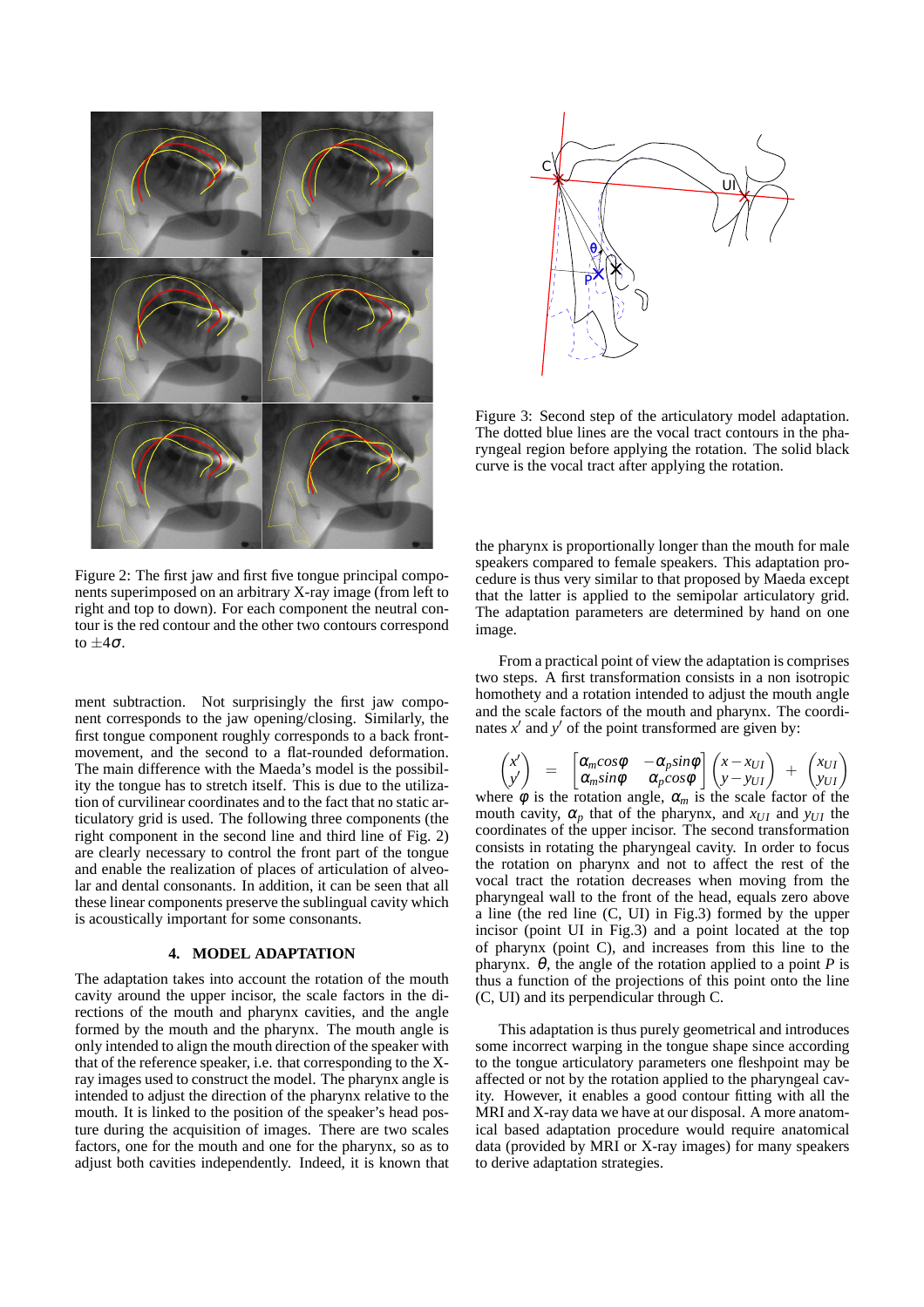Figure 2: The first jaw and first five tongue principal components superimposed on an arbitrary X-ray image (from left to right and top to down). For each component the neutral contour is the red contour and the other two contours correspond to $\pm 4\sigma$.

ment subtraction. Not surprisingly the first jaw component corresponds to the jaw opening/closing. Similarly, the first tongue component roughly corresponds to a back front-movement, and the second to a flat-rounded deformation. The main difference with the Maeda's model is the possibility the tongue has to stretch itself. This is due to the utilization of curvilinear coordinates and to the fact that no static articulatory grid is used. The following three components (the right component in the second line and third line of Fig. 2) are clearly necessary to control the front part of the tongue and enable the realization of places of articulation of alveolar and dental consonants. In addition, it can be seen that all these linear components preserve the sublingual cavity which is acoustically important for some consonants.

## 4. MODEL ADAPTATION

The adaptation takes into account the rotation of the mouth cavity around the upper incisor, the scale factors in the directions of the mouth and pharynx cavities, and the angle formed by the mouth and the pharynx. The mouth angle is only intended to align the mouth direction of the speaker with that of the reference speaker, i.e. that corresponding to the X-ray images used to construct the model. The pharynx angle is intended to adjust the direction of the pharynx relative to the mouth. It is linked to the position of the speaker's head posture during the acquisition of images. There are two scales factors, one for the mouth and one for the pharynx, so as to adjust both cavities independently. Indeed, it is known that the pharynx is proportionally longer than the mouth for male speakers compared to female speakers. This adaptation procedure is thus very similar to that proposed by Maeda except that the latter is applied to the semipolar articulatory grid. The adaptation parameters are determined by hand on one image.

C

UI

θ

P

Figure 3: Second step of the articulatory model adaptation. The dotted blue lines are the vocal tract contours in the pharyngeal region before applying the rotation. The solid black curve is the vocal tract after applying the rotation.

From a practical point of view the adaptation is comprises two steps. A first transformation consists in a non isotropic homothety and a rotation intended to adjust the mouth angle and the scale factors of the mouth and pharynx. The coordinates $x'$ and $y'$ of the point transformed are given by:

$$\begin{pmatrix} x' \\ y' \end{pmatrix} = \begin{bmatrix} \alpha_m cos\phi & -\alpha_p sin\phi \\ \alpha_m sin\phi & \alpha_p cos\phi \end{bmatrix} \begin{pmatrix} x - x_{UI} \\ y - y_{UI} \end{pmatrix} + \begin{pmatrix} x_{UI} \\ y_{UI} \end{pmatrix}$$

where $\phi$ is the rotation angle, $\alpha_m$ is the scale factor of the mouth cavity, $\alpha_p$ that of the pharynx, and $x_{UI}$ and $y_{UI}$ the coordinates of the upper incisor. The second transformation consists in rotating the pharyngeal cavity. In order to focus the rotation on pharynx and not to affect the rest of the vocal tract the rotation decreases when moving from the pharyngeal wall to the front of the head, equals zero above a line (the red line (C, UI) in Fig.3) formed by the upper incisor (point UI in Fig.3) and a point located at the top of pharynx (point C), and increases from this line to the pharynx. $\theta$, the angle of the rotation applied to a point $P$ is thus a function of the projections of this point onto the line (C, UI) and its perpendicular through C.

This adaptation is thus purely geometrical and introduces some incorrect warping in the tongue shape since according to the tongue articulatory parameters one fleshpoint may be affected or not by the rotation applied to the pharyngeal cavity. However, it enables a good contour fitting with all the MRI and X-ray data we have at our disposal. A more anatomical based adaptation procedure would require anatomical data (provided by MRI or X-ray images) for many speakers to derive adaptation strategies.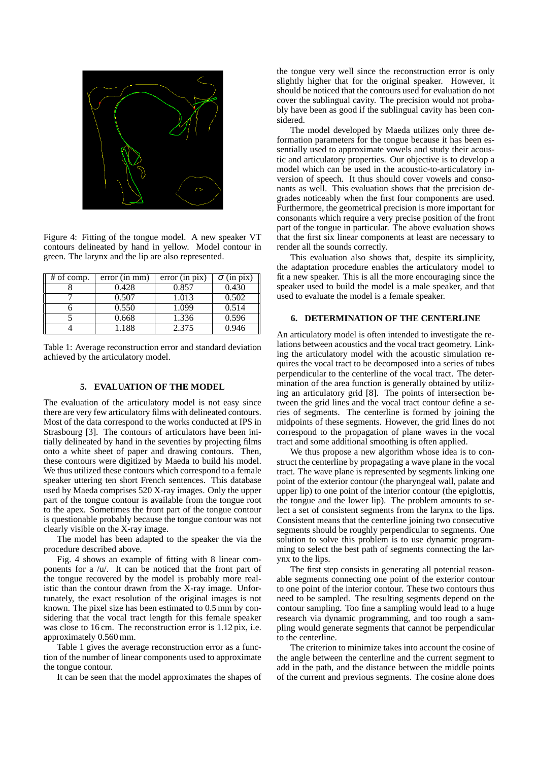Figure 4: Fitting of the tongue model. A new speaker VT contours delineated by hand in yellow. Model contour in green. The larynx and the lip are also represented.

| # of comp. | error (in mm) | error (in pix) | $\sigma$ (in pix) |
|---|---|---|---|
| 8 | 0.428 | 0.857 | 0.430 |
| 7 | 0.507 | 1.013 | 0.502 |
| 6 | 0.550 | 1.099 | 0.514 |
| 5 | 0.668 | 1.336 | 0.596 |
| 4 | 1.188 | 2.375 | 0.946 |

Table 1: Average reconstruction error and standard deviation achieved by the articulatory model.

## 5. EVALUATION OF THE MODEL

The evaluation of the articulatory model is not easy since there are very few articulatory films with delineated contours. Most of the data correspond to the works conducted at IPS in Strasbourg [3]. The contours of articulators have been initially delineated by hand in the seventies by projecting films onto a white sheet of paper and drawing contours. Then, these contours were digitized by Maeda to build his model. We thus utilized these contours which correspond to a female speaker uttering ten short French sentences. This database used by Maeda comprises 520 X-ray images. Only the upper part of the tongue contour is available from the tongue root to the apex. Sometimes the front part of the tongue contour is questionable probably because the tongue contour was not clearly visible on the X-ray image.

The model has been adapted to the speaker the via the procedure described above.

Fig. 4 shows an example of fitting with 8 linear components for a /u/. It can be noticed that the front part of the tongue recovered by the model is probably more realistic than the contour drawn from the X-ray image. Unfortunately, the exact resolution of the original images is not known. The pixel size has been estimated to 0.5 mm by considering that the vocal tract length for this female speaker was close to 16 cm. The reconstruction error is 1.12 pix, i.e. approximately 0.560 mm.

Table 1 gives the average reconstruction error as a function of the number of linear components used to approximate the tongue contour.

It can be seen that the model approximates the shapes of the tongue very well since the reconstruction error is only slightly higher that for the original speaker. However, it should be noticed that the contours used for evaluation do not cover the sublingual cavity. The precision would not probably have been as good if the sublingual cavity has been considered.

The model developed by Maeda utilizes only three deformation parameters for the tongue because it has been essentially used to approximate vowels and study their acoustic and articulatory properties. Our objective is to develop a model which can be used in the acoustic-to-articulatory inversion of speech. It thus should cover vowels and consonants as well. This evaluation shows that the precision degrades noticeably when the first four components are used. Furthermore, the geometrical precision is more important for consonants which require a very precise position of the front part of the tongue in particular. The above evaluation shows that the first six linear components at least are necessary to render all the sounds correctly.

This evaluation also shows that, despite its simplicity, the adaptation procedure enables the articulatory model to fit a new speaker. This is all the more encouraging since the speaker used to build the model is a male speaker, and that used to evaluate the model is a female speaker.

## 6. DETERMINATION OF THE CENTERLINE

An articulatory model is often intended to investigate the relations between acoustics and the vocal tract geometry. Linking the articulatory model with the acoustic simulation requires the vocal tract to be decomposed into a series of tubes perpendicular to the centerline of the vocal tract. The determination of the area function is generally obtained by utilizing an articulatory grid [8]. The points of intersection between the grid lines and the vocal tract contour define a series of segments. The centerline is formed by joining the midpoints of these segments. However, the grid lines do not correspond to the propagation of plane waves in the vocal tract and some additional smoothing is often applied.

We thus propose a new algorithm whose idea is to construct the centerline by propagating a wave plane in the vocal tract. The wave plane is represented by segments linking one point of the exterior contour (the pharyngeal wall, palate and upper lip) to one point of the interior contour (the epiglottis, the tongue and the lower lip). The problem amounts to select a set of consistent segments from the larynx to the lips. Consistent means that the centerline joining two consecutive segments should be roughly perpendicular to segments. One solution to solve this problem is to use dynamic programming to select the best path of segments connecting the larynx to the lips.

The first step consists in generating all potential reasonable segments connecting one point of the exterior contour to one point of the interior contour. These two contours thus need to be sampled. The resulting segments depend on the contour sampling. Too fine a sampling would lead to a huge research via dynamic programming, and too rough a sampling would generate segments that cannot be perpendicular to the centerline.

The criterion to minimize takes into account the cosine of the angle between the centerline and the current segment to add in the path, and the distance between the middle points of the current and previous segments. The cosine alone does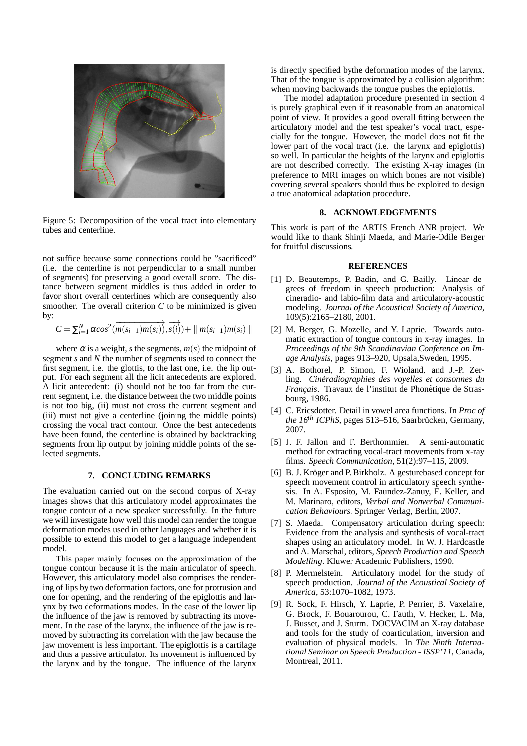Figure 5: Decomposition of the vocal tract into elementary tubes and centerline.

not suffice because some connections could be "sacrificed" (i.e. the centerline is not perpendicular to a small number of segments) for preserving a good overall score. The distance between segment middles is thus added in order to favor short overall centerlines which are consequently also smoother. The overall criterion $C$ to be minimized is given by:

$$C = \sum_{i=1}^{N} \alpha cos^2(\overrightarrow{m(s_{i-1})m(s_i)}, \overrightarrow{s(i)}) + \| m(s_{i-1})m(s_i) \|$$

where $\alpha$ is a weight, $s$ the segments, $m(s)$ the midpoint of segment $s$ and $N$ the number of segments used to connect the first segment, i.e. the glottis, to the last one, i.e. the lip output. For each segment all the licit antecedents are explored. A licit antecedent: (i) should not be too far from the current segment, i.e. the distance between the two middle points is not too big, (ii) must not cross the current segment and (iii) must not give a centerline (joining the middle points) crossing the vocal tract contour. Once the best antecedents have been found, the centerline is obtained by backtracking segments from lip output by joining middle points of the selected segments.

## 7. CONCLUDING REMARKS

The evaluation carried out on the second corpus of X-ray images shows that this articulatory model approximates the tongue contour of a new speaker successfully. In the future we will investigate how well this model can render the tongue deformation modes used in other languages and whether it is possible to extend this model to get a language independent model.

This paper mainly focuses on the approximation of the tongue contour because it is the main articulator of speech. However, this articulatory model also comprises the rendering of lips by two deformation factors, one for protrusion and one for opening, and the rendering of the epiglottis and larynx by two deformations modes. In the case of the lower lip the influence of the jaw is removed by subtracting its movement. In the case of the larynx, the influence of the jaw is removed by subtracting its correlation with the jaw because the jaw movement is less important. The epiglottis is a cartilage and thus a passive articulator. Its movement is influenced by the larynx and by the tongue. The influence of the larynx is directly specified bythe deformation modes of the larynx. That of the tongue is approximated by a collision algorithm: when moving backwards the tongue pushes the epiglottis.

The model adaptation procedure presented in section 4 is purely graphical even if it reasonable from an anatomical point of view. It provides a good overall fitting between the articulatory model and the test speaker's vocal tract, especially for the tongue. However, the model does not fit the lower part of the vocal tract (i.e. the larynx and epiglottis) so well. In particular the heights of the larynx and epiglottis are not described correctly. The existing X-ray images (in preference to MRI images on which bones are not visible) covering several speakers should thus be exploited to design a true anatomical adaptation procedure.

## 8. ACKNOWLEDGEMENTS

This work is part of the ARTIS French ANR project. We would like to thank Shinji Maeda, and Marie-Odile Berger for fruitful discussions.

## REFERENCES

[1] D. Beautemps, P. Badin, and G. Bailly. Linear degrees of freedom in speech production: Analysis of cineradio- and labio-film data and articulatory-acoustic modeling. *Journal of the Acoustical Society of America*, 109(5):2165–2180, 2001.

[2] M. Berger, G. Mozelle, and Y. Laprie. Towards automatic extraction of tongue contours in x-ray images. In *Proceedings of the 9th Scandinavian Conference on Image Analysis*, pages 913–920, Upsala,Sweden, 1995.

[3] A. Bothorel, P. Simon, F. Wioland, and J.-P. Zerling. *Cinéradiographies des voyelles et consonnes du Français*. Travaux de l'institut de Phonétique de Strasbourg, 1986.

[4] C. Ericsdotter. Detail in vowel area functions. In *Proc of the 16th ICPhS*, pages 513–516, Saarbrücken, Germany, 2007.

[5] J. F. Jallon and F. Berthommier. A semi-automatic method for extracting vocal-tract movements from x-ray films. *Speech Communication*, 51(2):97–115, 2009.

[6] B. J. Kröger and P. Birkholz. A gesturebased concept for speech movement control in articulatory speech synthesis. In A. Esposito, M. Faundez-Zanuy, E. Keller, and M. Marinaro, editors, *Verbal and Nonverbal Communication Behaviours*. Springer Verlag, Berlin, 2007.

[7] S. Maeda. Compensatory articulation during speech: Evidence from the analysis and synthesis of vocal-tract shapes using an articulatory model. In W. J. Hardcastle and A. Marschal, editors, *Speech Production and Speech Modelling*. Kluwer Academic Publishers, 1990.

[8] P. Mermelstein. Articulatory model for the study of speech production. *Journal of the Acoustical Society of America*, 53:1070–1082, 1973.

[9] R. Sock, F. Hirsch, Y. Laprie, P. Perrier, B. Vaxelaire, G. Brock, F. Bouarourou, C. Fauth, V. Hecker, L. Ma, J. Busset, and J. Sturm. DOCVACIM an X-ray database and tools for the study of coarticulation, inversion and evaluation of physical models. In *The Ninth International Seminar on Speech Production - ISSP'11*, Canada, Montreal, 2011.